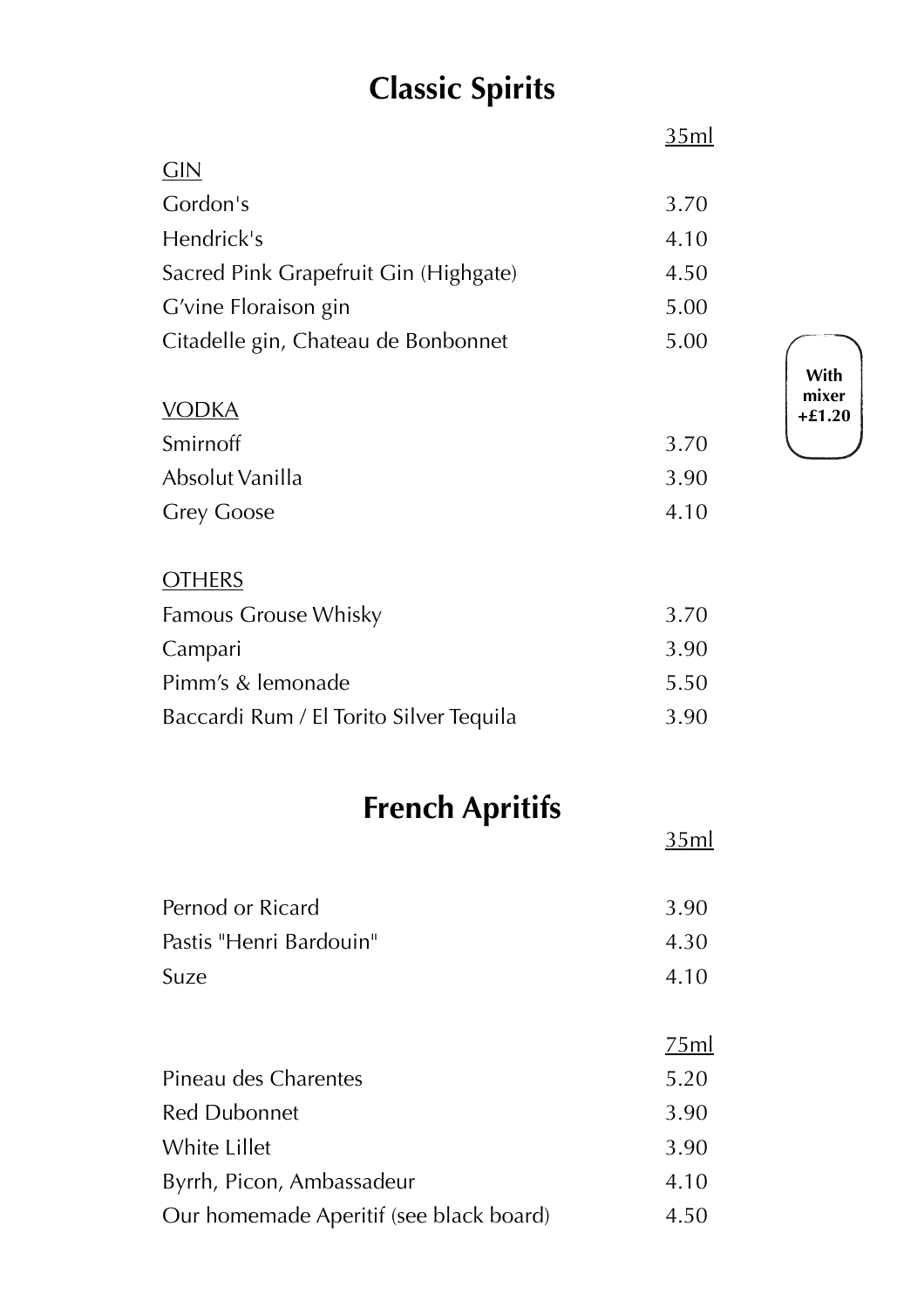## Classic Spirits

| | 35ml |
|---|---|
| GIN | |
| Gordon's | 3.70 |
| Hendrick's | 4.10 |
| Sacred Pink Grapefruit Gin (Highgate) | 4.50 |
| G'vine Floraison gin | 5.00 |
| Citadelle gin, Chateau de Bonbonnet | 5.00 |
| | |
| VODKA | |
| Smirnoff | 3.70 |
| Absolut Vanilla | 3.90 |
| Grey Goose | 4.10 |
| | |
| OTHERS | |
| Famous Grouse Whisky | 3.70 |
| Campari | 3.90 |
| Pimm's & lemonade | 5.50 |
| Baccardi Rum / El Torito Silver Tequila | 3.90 |

**With mixer +£1.20**

## French Apritifs

| | 35ml |
|---|---|
| Pernod or Ricard | 3.90 |
| Pastis "Henri Bardouin" | 4.30 |
| Suze | 4.10 |

| | 75ml |
|---|---|
| Pineau des Charentes | 5.20 |
| Red Dubonnet | 3.90 |
| White Lillet | 3.90 |
| Byrrh, Picon, Ambassadeur | 4.10 |
| Our homemade Aperitif (see black board) | 4.50 |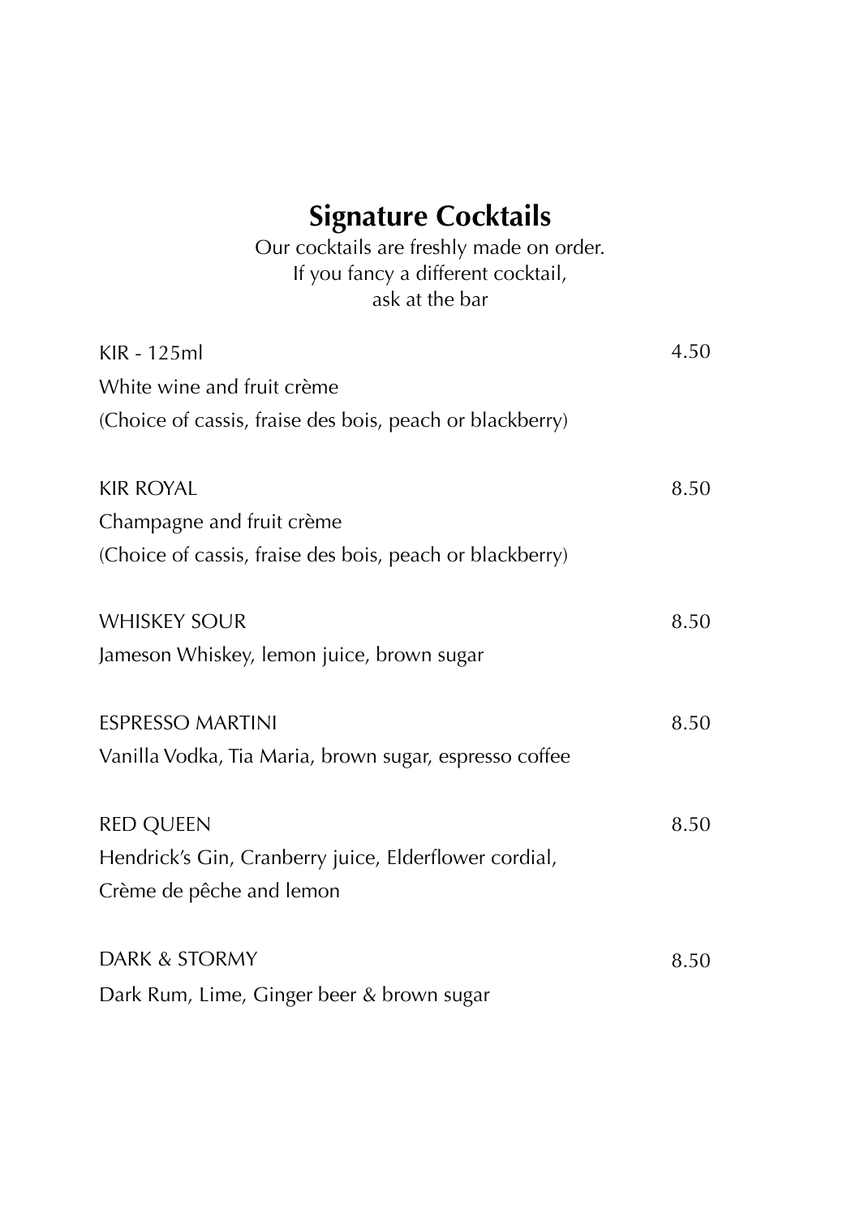# Signature Cocktails

Our cocktails are freshly made on order.
If you fancy a different cocktail,
ask at the bar

| | |
|---|---|
| KIR - 125ml<br>White wine and fruit crème<br>(Choice of cassis, fraise des bois, peach or blackberry) | 4.50 |
| KIR ROYAL<br>Champagne and fruit crème<br>(Choice of cassis, fraise des bois, peach or blackberry) | 8.50 |
| WHISKEY SOUR<br>Jameson Whiskey, lemon juice, brown sugar | 8.50 |
| ESPRESSO MARTINI<br>Vanilla Vodka, Tia Maria, brown sugar, espresso coffee | 8.50 |
| RED QUEEN<br>Hendrick's Gin, Cranberry juice, Elderflower cordial,<br>Crème de pêche and lemon | 8.50 |
| DARK & STORMY<br>Dark Rum, Lime, Ginger beer & brown sugar | 8.50 |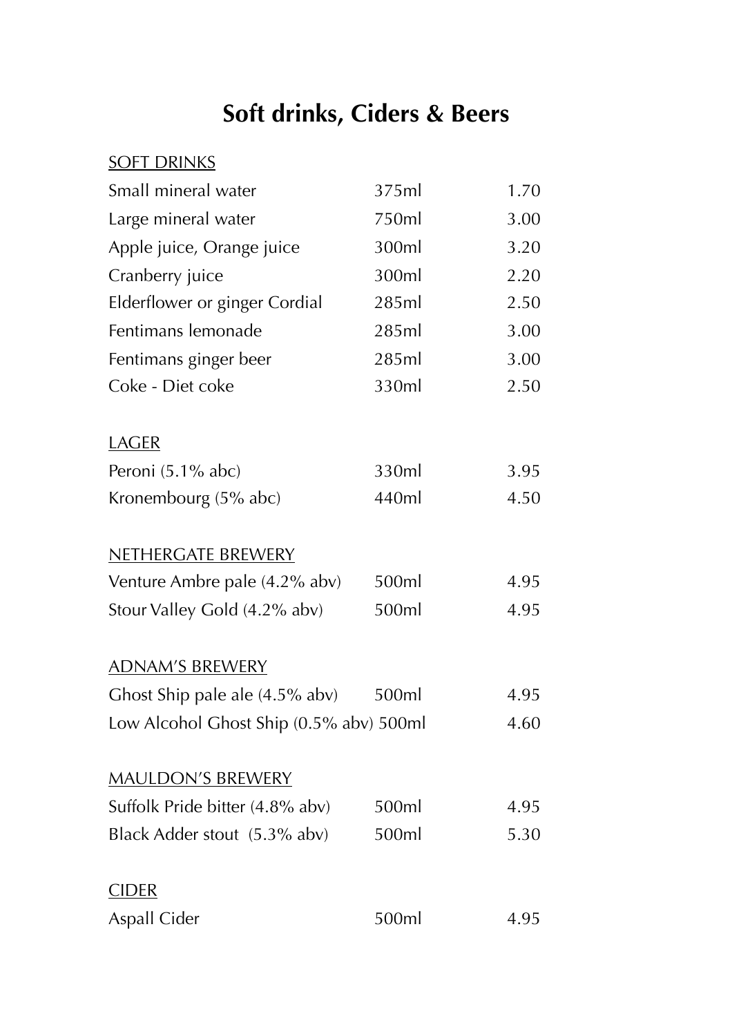# Soft drinks, Ciders & Beers

## SOFT DRINKS

| | | |
|---|---|---|
| Small mineral water | 375ml | 1.70 |
| Large mineral water | 750ml | 3.00 |
| Apple juice, Orange juice | 300ml | 3.20 |
| Cranberry juice | 300ml | 2.20 |
| Elderflower or ginger Cordial | 285ml | 2.50 |
| Fentimans lemonade | 285ml | 3.00 |
| Fentimans ginger beer | 285ml | 3.00 |
| Coke - Diet coke | 330ml | 2.50 |

## LAGER

| | | |
|---|---|---|
| Peroni (5.1% abc) | 330ml | 3.95 |
| Kronembourg (5% abc) | 440ml | 4.50 |

## NETHERGATE BREWERY

| | | |
|---|---|---|
| Venture Ambre pale (4.2% abv) | 500ml | 4.95 |
| Stour Valley Gold (4.2% abv) | 500ml | 4.95 |

## ADNAM'S BREWERY

| | | |
|---|---|---|
| Ghost Ship pale ale (4.5% abv) | 500ml | 4.95 |
| Low Alcohol Ghost Ship (0.5% abv) | 500ml | 4.60 |

## MAULDON'S BREWERY

| | | |
|---|---|---|
| Suffolk Pride bitter (4.8% abv) | 500ml | 4.95 |
| Black Adder stout (5.3% abv) | 500ml | 5.30 |

## CIDER

| | | |
|---|---|---|
| Aspall Cider | 500ml | 4.95 |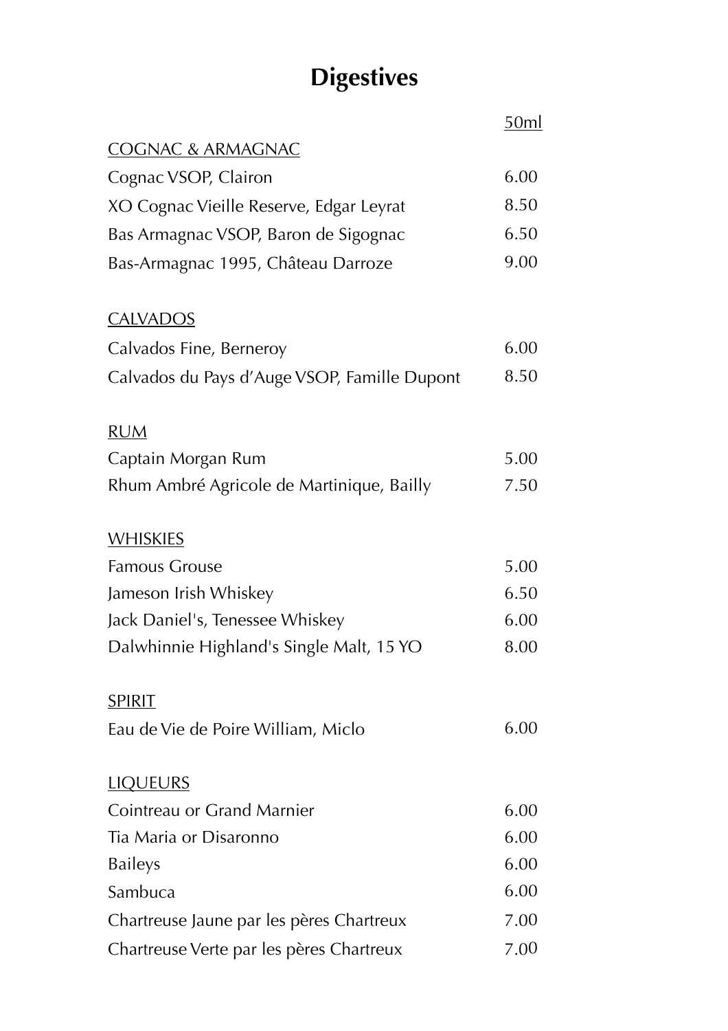# Digestives

| | 50ml |
|---|---|
| COGNAC & ARMAGNAC | |
| Cognac VSOP, Clairon | 6.00 |
| XO Cognac Vieille Reserve, Edgar Leyrat | 8.50 |
| Bas Armagnac VSOP, Baron de Sigognac | 6.50 |
| Bas-Armagnac 1995, Château Darroze | 9.00 |
| | |
| CALVADOS | |
| Calvados Fine, Berneroy | 6.00 |
| Calvados du Pays d'Auge VSOP, Famille Dupont | 8.50 |
| | |
| RUM | |
| Captain Morgan Rum | 5.00 |
| Rhum Ambré Agricole de Martinique, Bailly | 7.50 |
| | |
| WHISKIES | |
| Famous Grouse | 5.00 |
| Jameson Irish Whiskey | 6.50 |
| Jack Daniel's, Tenessee Whiskey | 6.00 |
| Dalwhinnie Highland's Single Malt, 15 YO | 8.00 |
| | |
| SPIRIT | |
| Eau de Vie de Poire William, Miclo | 6.00 |
| | |
| LIQUEURS | |
| Cointreau or Grand Marnier | 6.00 |
| Tia Maria or Disaronno | 6.00 |
| Baileys | 6.00 |
| Sambuca | 6.00 |
| Chartreuse Jaune par les pères Chartreux | 7.00 |
| Chartreuse Verte par les pères Chartreux | 7.00 |